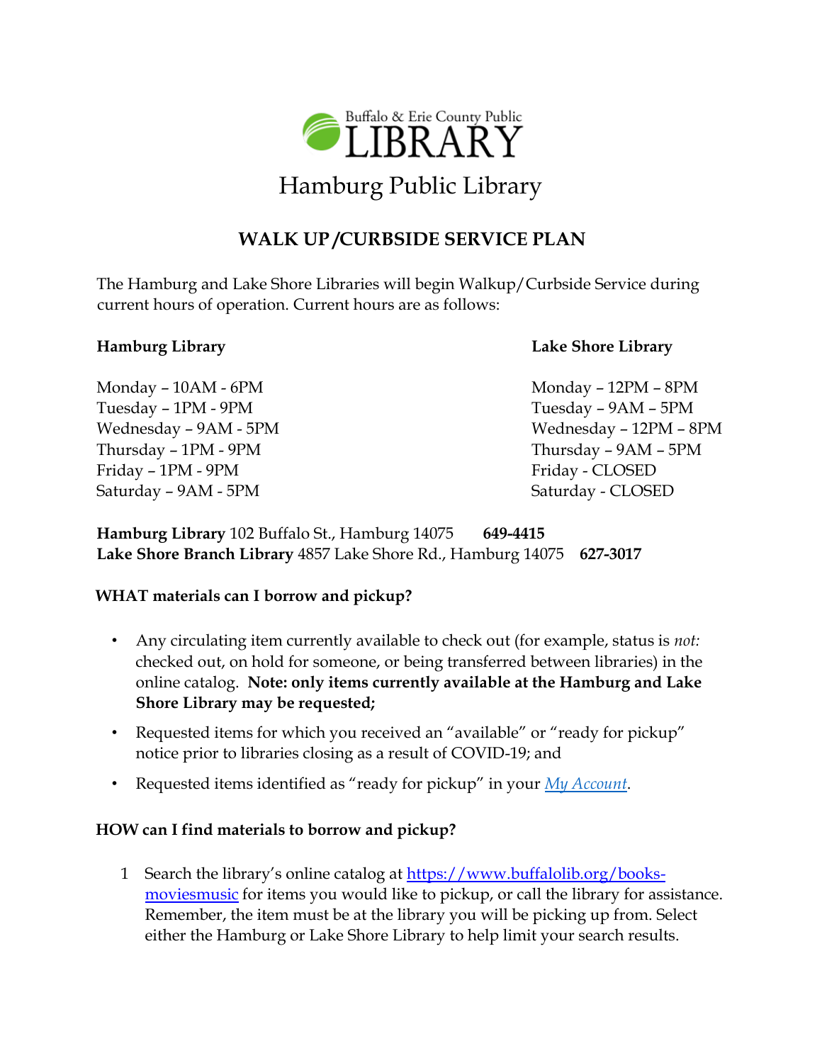Buffalo & Erie County Public LIBRARY

# Hamburg Public Library

## WALK UP /CURBSIDE SERVICE PLAN

The Hamburg and Lake Shore Libraries will begin Walkup/Curbside Service during current hours of operation. Current hours are as follows:

**Hamburg Library**

Monday – 10AM - 6PM
Tuesday – 1PM - 9PM
Wednesday – 9AM - 5PM
Thursday – 1PM - 9PM
Friday – 1PM - 9PM
Saturday – 9AM - 5PM

**Lake Shore Library**

Monday – 12PM – 8PM
Tuesday – 9AM – 5PM
Wednesday – 12PM – 8PM
Thursday – 9AM – 5PM
Friday - CLOSED
Saturday - CLOSED

**Hamburg Library** 102 Buffalo St., Hamburg 14075 **649-4415**
**Lake Shore Branch Library** 4857 Lake Shore Rd., Hamburg 14075 **627-3017**

### WHAT materials can I borrow and pickup?

- Any circulating item currently available to check out (for example, status is *not:* checked out, on hold for someone, or being transferred between libraries) in the online catalog. **Note: only items currently available at the Hamburg and Lake Shore Library may be requested;**
- Requested items for which you received an "available" or "ready for pickup" notice prior to libraries closing as a result of COVID-19; and
- Requested items identified as "ready for pickup" in your *My Account*.

### HOW can I find materials to borrow and pickup?

1. Search the library's online catalog at https://www.buffalolib.org/books-moviesmusic for items you would like to pickup, or call the library for assistance. Remember, the item must be at the library you will be picking up from. Select either the Hamburg or Lake Shore Library to help limit your search results.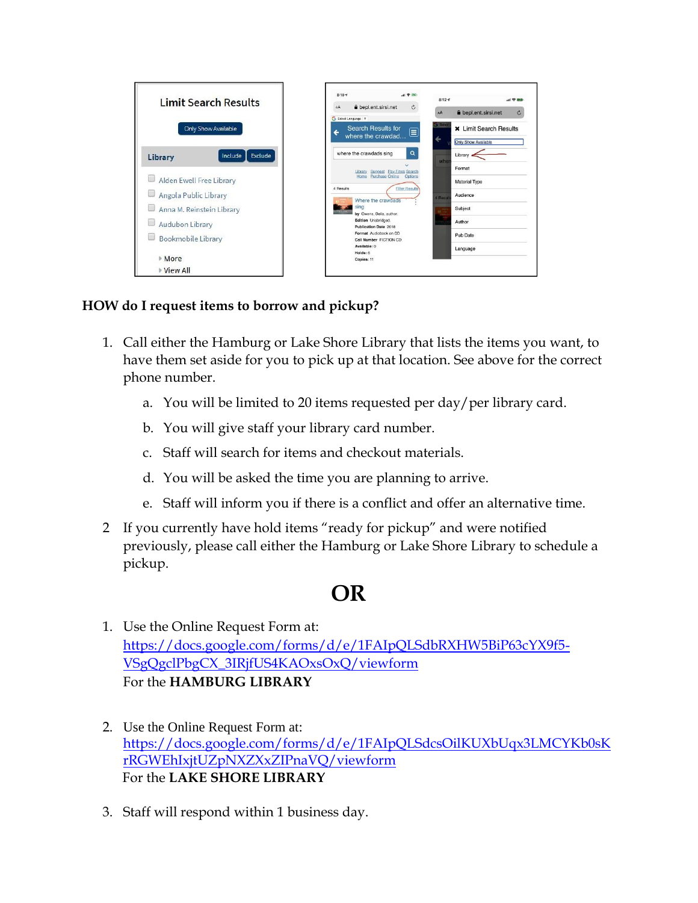**HOW do I request items to borrow and pickup?**

1. Call either the Hamburg or Lake Shore Library that lists the items you want, to have them set aside for you to pick up at that location. See above for the correct phone number.
   a. You will be limited to 20 items requested per day/per library card.
   b. You will give staff your library card number.
   c. Staff will search for items and checkout materials.
   d. You will be asked the time you are planning to arrive.
   e. Staff will inform you if there is a conflict and offer an alternative time.
2. If you currently have hold items "ready for pickup" and were notified previously, please call either the Hamburg or Lake Shore Library to schedule a pickup.

# OR

1. Use the Online Request Form at: https://docs.google.com/forms/d/e/1FAIpQLSdbRXHW5BiP63cYX9f5-VSgQgclPbgCX_3IRjfUS4KAOxsOxQ/viewform
   For the **HAMBURG LIBRARY**

2. Use the Online Request Form at: https://docs.google.com/forms/d/e/1FAIpQLSdcsOilKUXbUqx3LMCYKb0sKrRGWEhIxjtUZpNXZXxZIPnaVQ/viewform
   For the **LAKE SHORE LIBRARY**

3. Staff will respond within 1 business day.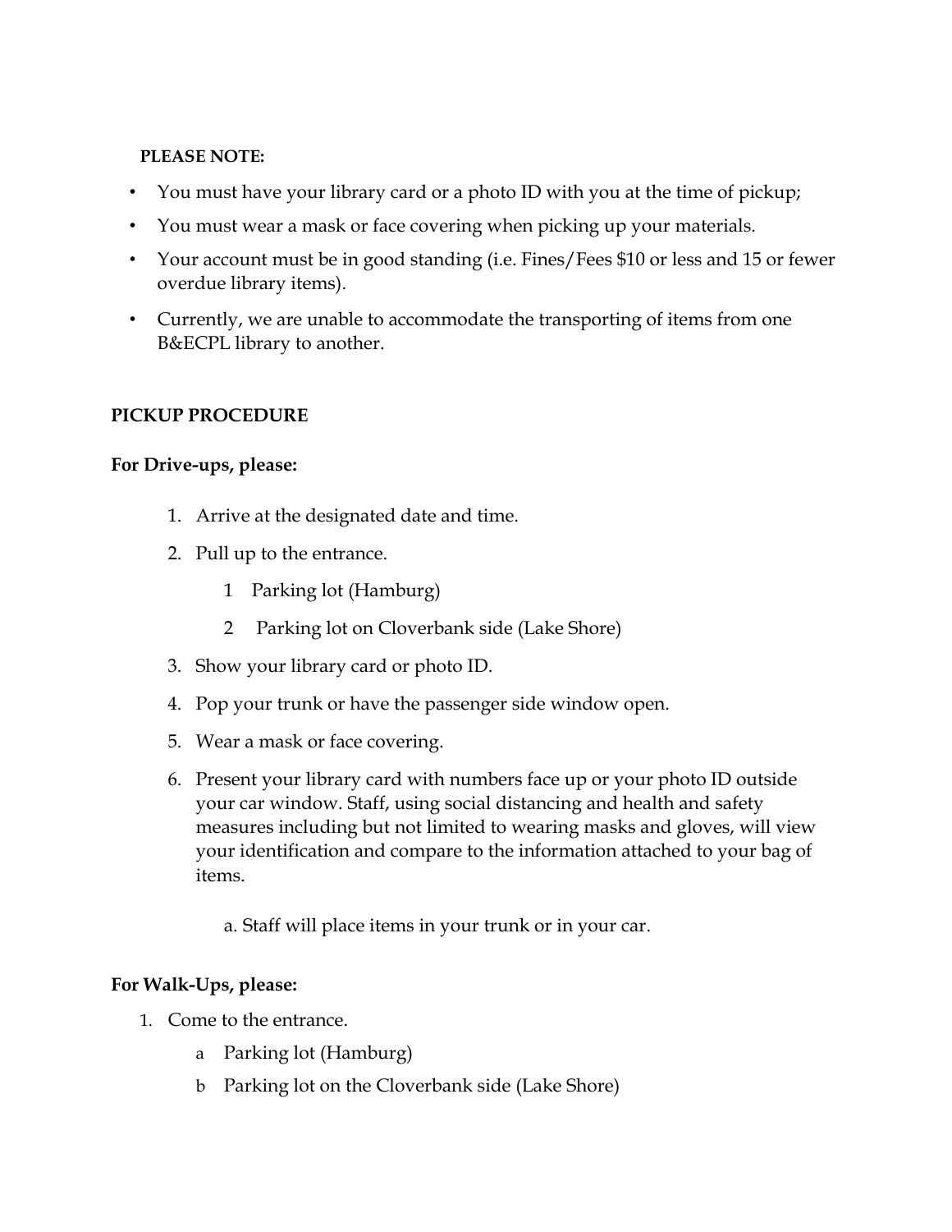**PLEASE NOTE:**

- You must have your library card or a photo ID with you at the time of pickup;
- You must wear a mask or face covering when picking up your materials.
- Your account must be in good standing (i.e. Fines/Fees $10 or less and 15 or fewer overdue library items).
- Currently, we are unable to accommodate the transporting of items from one B&ECPL library to another.

**PICKUP PROCEDURE**

**For Drive-ups, please:**

1. Arrive at the designated date and time.
2. Pull up to the entrance.
   1. Parking lot (Hamburg)
   2. Parking lot on Cloverbank side (Lake Shore)
3. Show your library card or photo ID.
4. Pop your trunk or have the passenger side window open.
5. Wear a mask or face covering.
6. Present your library card with numbers face up or your photo ID outside your car window. Staff, using social distancing and health and safety measures including but not limited to wearing masks and gloves, will view your identification and compare to the information attached to your bag of items.

   a. Staff will place items in your trunk or in your car.

**For Walk-Ups, please:**

1. Come to the entrance.
   - a Parking lot (Hamburg)
   - b Parking lot on the Cloverbank side (Lake Shore)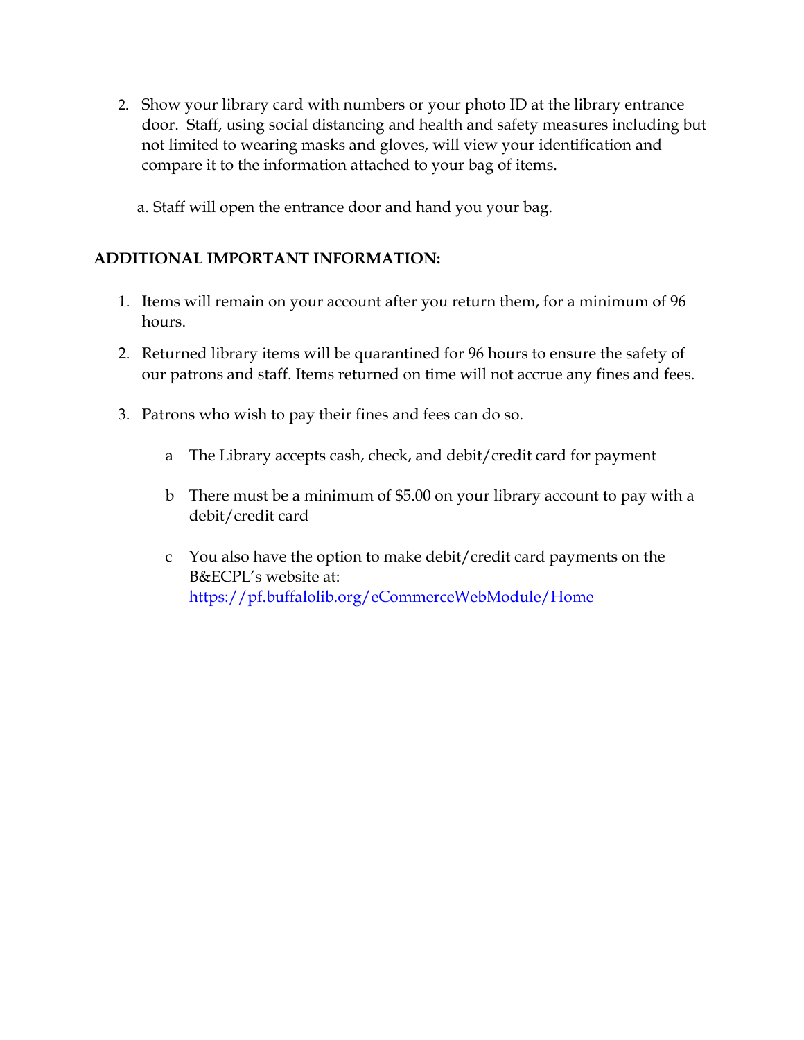2. Show your library card with numbers or your photo ID at the library entrance door. Staff, using social distancing and health and safety measures including but not limited to wearing masks and gloves, will view your identification and compare it to the information attached to your bag of items.

   a. Staff will open the entrance door and hand you your bag.

**ADDITIONAL IMPORTANT INFORMATION:**

1. Items will remain on your account after you return them, for a minimum of 96 hours.
2. Returned library items will be quarantined for 96 hours to ensure the safety of our patrons and staff. Items returned on time will not accrue any fines and fees.
3. Patrons who wish to pay their fines and fees can do so.

   a The Library accepts cash, check, and debit/credit card for payment

   b There must be a minimum of $5.00 on your library account to pay with a debit/credit card

   c You also have the option to make debit/credit card payments on the B&ECPL's website at: [https://pf.buffalolib.org/eCommerceWebModule/Home](https://pf.buffalolib.org/eCommerceWebModule/Home)